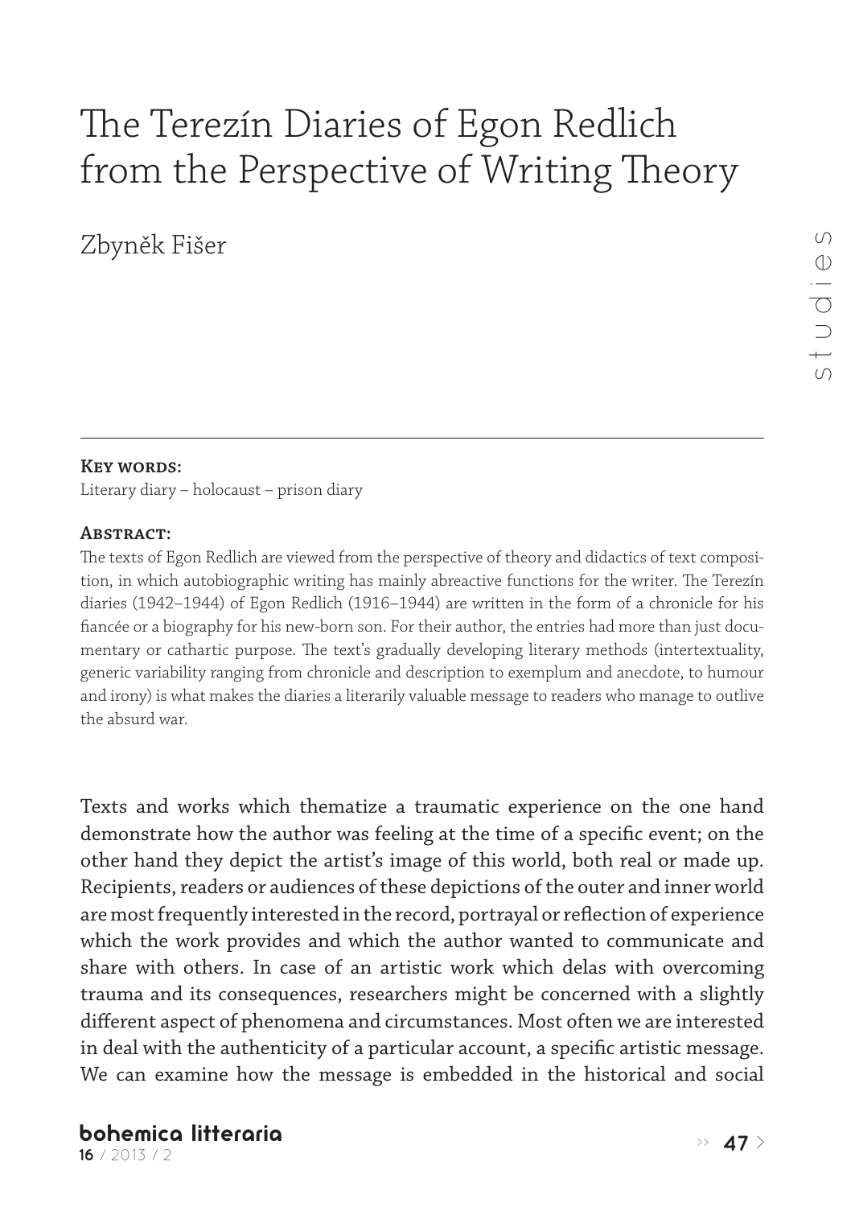# The Terezín Diaries of Egon Redlich from the Perspective of Writing Theory

Zbyněk Fišer

**Key words:**

Literary diary – holocaust – prison diary

**Abstract:**

The texts of Egon Redlich are viewed from the perspective of theory and didactics of text composition, in which autobiographic writing has mainly abreactive functions for the writer. The Terezín diaries (1942–1944) of Egon Redlich (1916–1944) are written in the form of a chronicle for his fiancée or a biography for his new-born son. For their author, the entries had more than just documentary or cathartic purpose. The text's gradually developing literary methods (intertextuality, generic variability ranging from chronicle and description to exemplum and anecdote, to humour and irony) is what makes the diaries a literarily valuable message to readers who manage to outlive the absurd war.

Texts and works which thematize a traumatic experience on the one hand demonstrate how the author was feeling at the time of a specific event; on the other hand they depict the artist's image of this world, both real or made up. Recipients, readers or audiences of these depictions of the outer and inner world are most frequently interested in the record, portrayal or reflection of experience which the work provides and which the author wanted to communicate and share with others. In case of an artistic work which delas with overcoming trauma and its consequences, researchers might be concerned with a slightly different aspect of phenomena and circumstances. Most often we are interested in deal with the authenticity of a particular account, a specific artistic message. We can examine how the message is embedded in the historical and social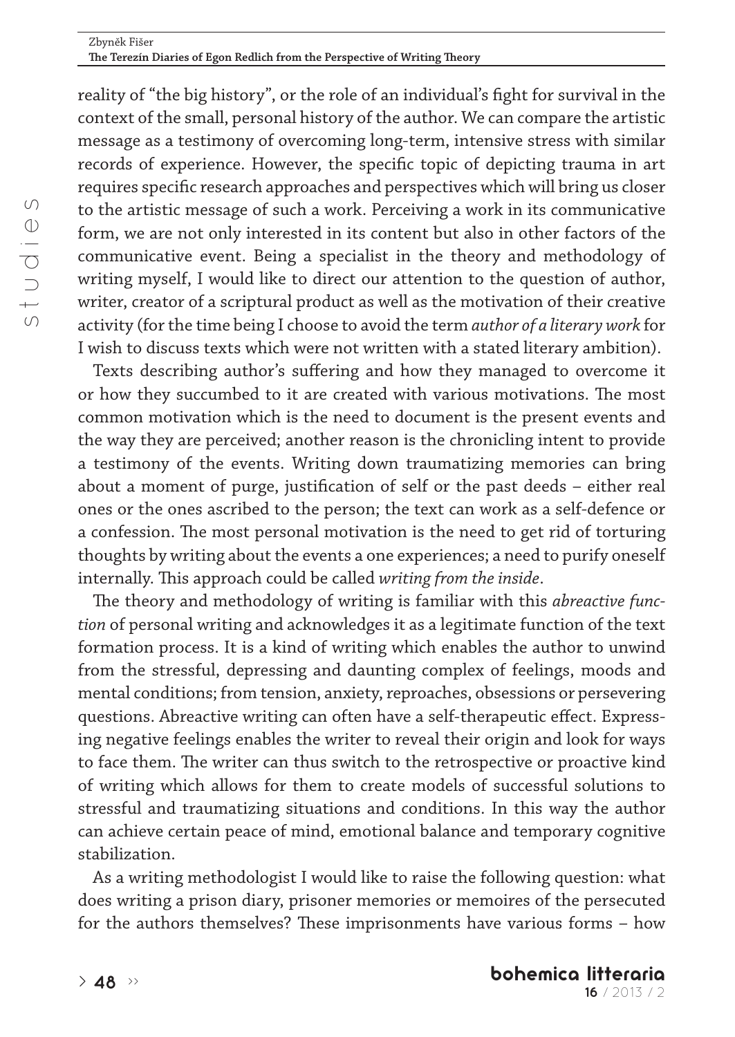reality of "the big history", or the role of an individual's fight for survival in the context of the small, personal history of the author. We can compare the artistic message as a testimony of overcoming long-term, intensive stress with similar records of experience. However, the specific topic of depicting trauma in art requires specific research approaches and perspectives which will bring us closer to the artistic message of such a work. Perceiving a work in its communicative form, we are not only interested in its content but also in other factors of the communicative event. Being a specialist in the theory and methodology of writing myself, I would like to direct our attention to the question of author, writer, creator of a scriptural product as well as the motivation of their creative activity (for the time being I choose to avoid the term *author of a literary work* for I wish to discuss texts which were not written with a stated literary ambition).

Texts describing author's suffering and how they managed to overcome it or how they succumbed to it are created with various motivations. The most common motivation which is the need to document is the present events and the way they are perceived; another reason is the chronicling intent to provide a testimony of the events. Writing down traumatizing memories can bring about a moment of purge, justification of self or the past deeds – either real ones or the ones ascribed to the person; the text can work as a self-defence or a confession. The most personal motivation is the need to get rid of torturing thoughts by writing about the events a one experiences; a need to purify oneself internally. This approach could be called *writing from the inside*.

The theory and methodology of writing is familiar with this *abreactive function* of personal writing and acknowledges it as a legitimate function of the text formation process. It is a kind of writing which enables the author to unwind from the stressful, depressing and daunting complex of feelings, moods and mental conditions; from tension, anxiety, reproaches, obsessions or persevering questions. Abreactive writing can often have a self-therapeutic effect. Expressing negative feelings enables the writer to reveal their origin and look for ways to face them. The writer can thus switch to the retrospective or proactive kind of writing which allows for them to create models of successful solutions to stressful and traumatizing situations and conditions. In this way the author can achieve certain peace of mind, emotional balance and temporary cognitive stabilization.

As a writing methodologist I would like to raise the following question: what does writing a prison diary, prisoner memories or memoires of the persecuted for the authors themselves? These imprisonments have various forms – how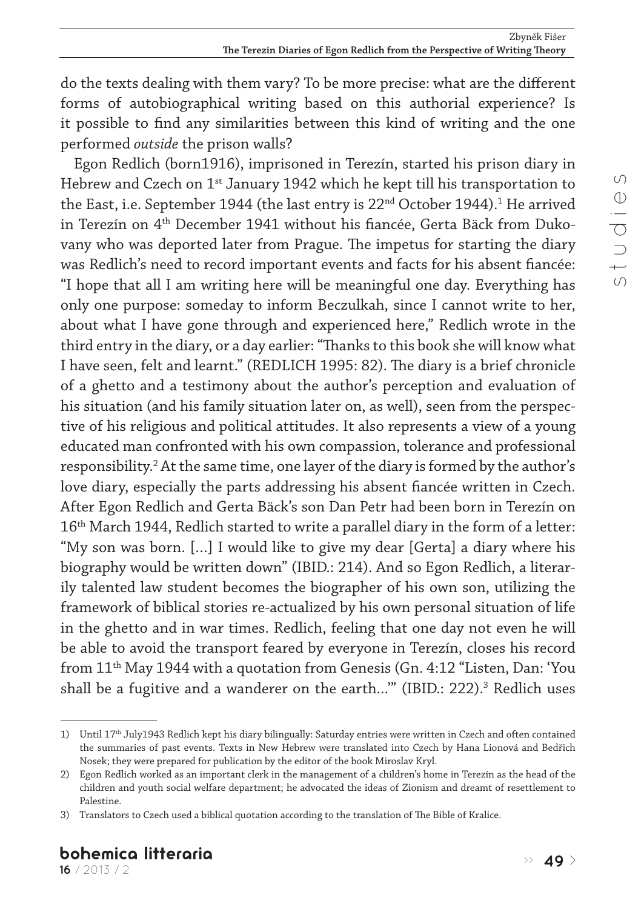do the texts dealing with them vary? To be more precise: what are the different forms of autobiographical writing based on this authorial experience? Is it possible to find any similarities between this kind of writing and the one performed *outside* the prison walls?

Egon Redlich (born1916), imprisoned in Terezín, started his prison diary in Hebrew and Czech on 1st January 1942 which he kept till his transportation to the East, i.e. September 1944 (the last entry is 22nd October 1944).[1] He arrived in Terezín on 4th December 1941 without his fiancée, Gerta Bäck from Dukovany who was deported later from Prague. The impetus for starting the diary was Redlich's need to record important events and facts for his absent fiancée: "I hope that all I am writing here will be meaningful one day. Everything has only one purpose: someday to inform Beczulkah, since I cannot write to her, about what I have gone through and experienced here," Redlich wrote in the third entry in the diary, or a day earlier: "Thanks to this book she will know what I have seen, felt and learnt." (REDLICH 1995: 82). The diary is a brief chronicle of a ghetto and a testimony about the author's perception and evaluation of his situation (and his family situation later on, as well), seen from the perspective of his religious and political attitudes. It also represents a view of a young educated man confronted with his own compassion, tolerance and professional responsibility.[2] At the same time, one layer of the diary is formed by the author's love diary, especially the parts addressing his absent fiancée written in Czech. After Egon Redlich and Gerta Bäck's son Dan Petr had been born in Terezín on 16th March 1944, Redlich started to write a parallel diary in the form of a letter: "My son was born. [...] I would like to give my dear [Gerta] a diary where his biography would be written down" (IBID.: 214). And so Egon Redlich, a literarily talented law student becomes the biographer of his own son, utilizing the framework of biblical stories re-actualized by his own personal situation of life in the ghetto and in war times. Redlich, feeling that one day not even he will be able to avoid the transport feared by everyone in Terezín, closes his record from 11th May 1944 with a quotation from Genesis (Gn. 4:12 "Listen, Dan: 'You shall be a fugitive and a wanderer on the earth...'" (IBID.: 222).[3] Redlich uses

---

1) Until 17th July1943 Redlich kept his diary bilingually: Saturday entries were written in Czech and often contained the summaries of past events. Texts in New Hebrew were translated into Czech by Hana Lionová and Bedřich Nosek; they were prepared for publication by the editor of the book Miroslav Kryl.

2) Egon Redlich worked as an important clerk in the management of a children's home in Terezín as the head of the children and youth social welfare department; he advocated the ideas of Zionism and dreamt of resettlement to Palestine.

3) Translators to Czech used a biblical quotation according to the translation of The Bible of Kralice.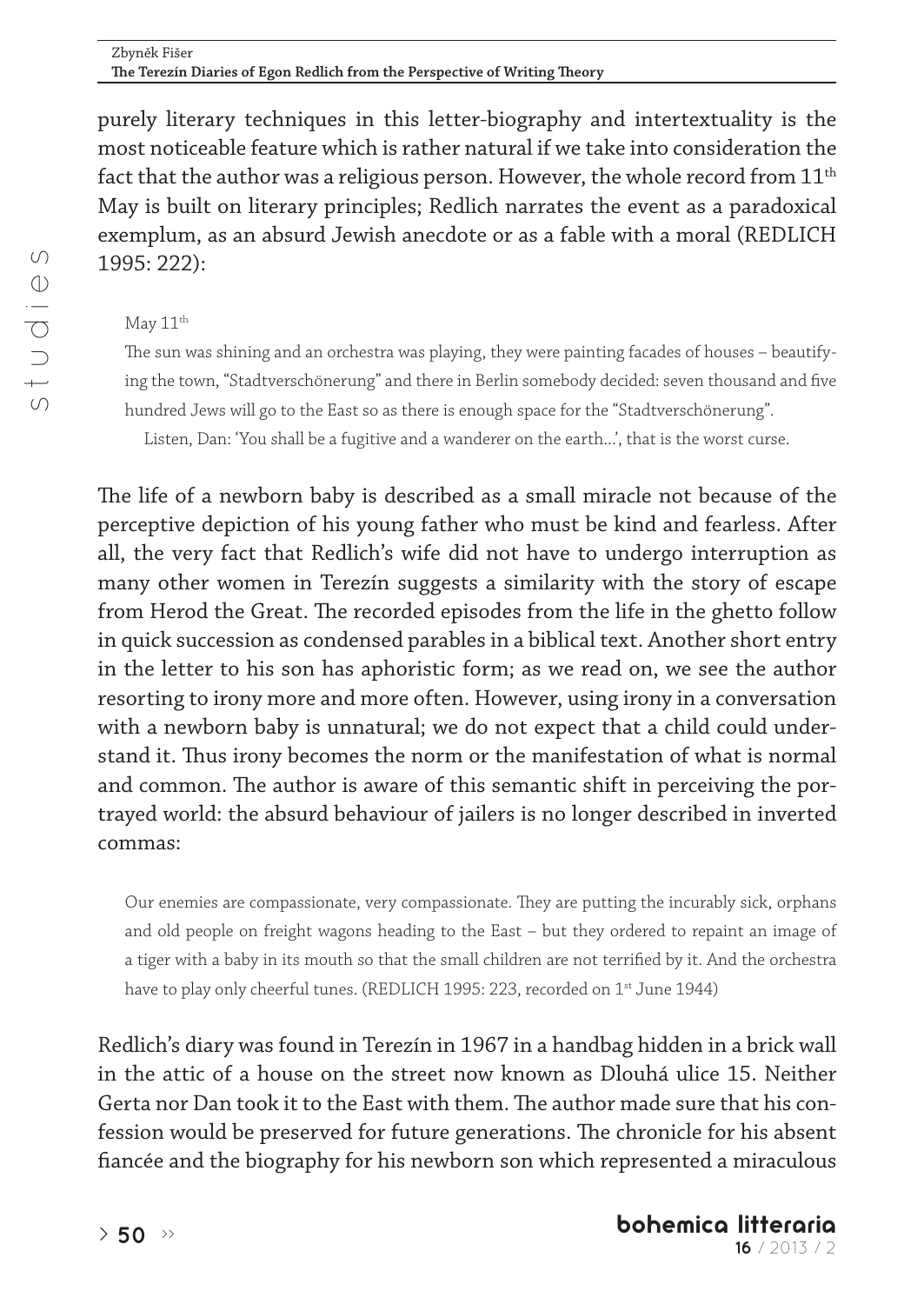purely literary techniques in this letter-biography and intertextuality is the most noticeable feature which is rather natural if we take into consideration the fact that the author was a religious person. However, the whole record from 11th May is built on literary principles; Redlich narrates the event as a paradoxical exemplum, as an absurd Jewish anecdote or as a fable with a moral (REDLICH 1995: 222):

> May 11th
>
> The sun was shining and an orchestra was playing, they were painting facades of houses – beautifying the town, "Stadtverschönerung" and there in Berlin somebody decided: seven thousand and five hundred Jews will go to the East so as there is enough space for the "Stadtverschönerung".
>
> Listen, Dan: 'You shall be a fugitive and a wanderer on the earth...', that is the worst curse.

The life of a newborn baby is described as a small miracle not because of the perceptive depiction of his young father who must be kind and fearless. After all, the very fact that Redlich's wife did not have to undergo interruption as many other women in Terezín suggests a similarity with the story of escape from Herod the Great. The recorded episodes from the life in the ghetto follow in quick succession as condensed parables in a biblical text. Another short entry in the letter to his son has aphoristic form; as we read on, we see the author resorting to irony more and more often. However, using irony in a conversation with a newborn baby is unnatural; we do not expect that a child could understand it. Thus irony becomes the norm or the manifestation of what is normal and common. The author is aware of this semantic shift in perceiving the portrayed world: the absurd behaviour of jailers is no longer described in inverted commas:

> Our enemies are compassionate, very compassionate. They are putting the incurably sick, orphans and old people on freight wagons heading to the East – but they ordered to repaint an image of a tiger with a baby in its mouth so that the small children are not terrified by it. And the orchestra have to play only cheerful tunes. (REDLICH 1995: 223, recorded on 1st June 1944)

Redlich's diary was found in Terezín in 1967 in a handbag hidden in a brick wall in the attic of a house on the street now known as Dlouhá ulice 15. Neither Gerta nor Dan took it to the East with them. The author made sure that his confession would be preserved for future generations. The chronicle for his absent fiancée and the biography for his newborn son which represented a miraculous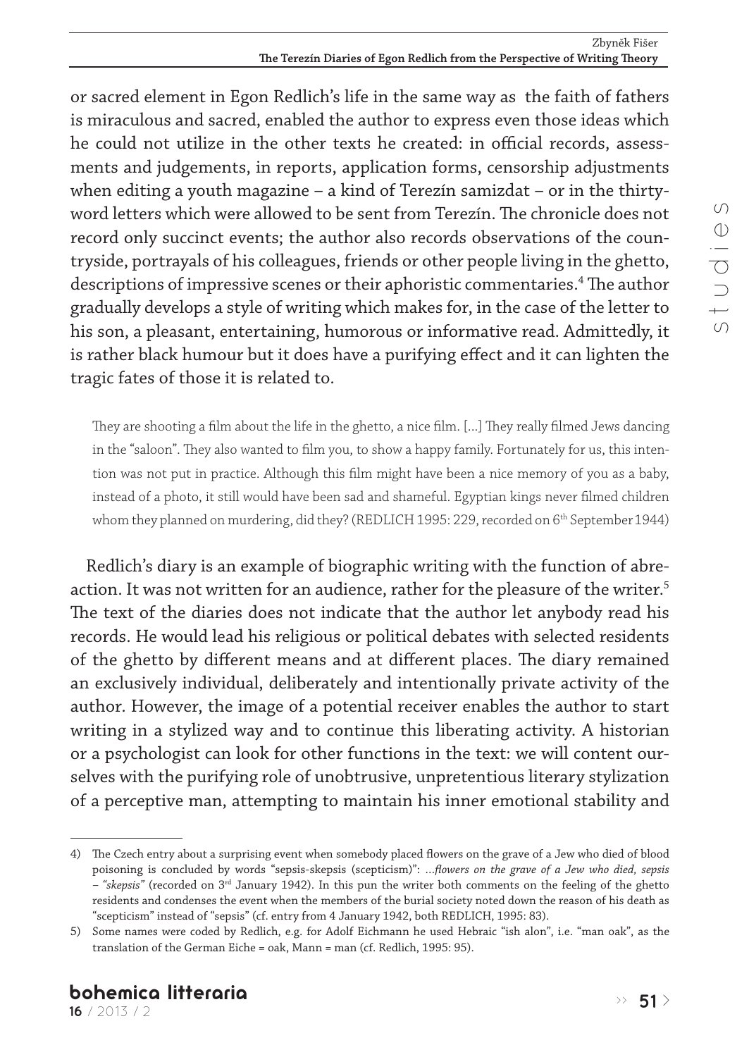or sacred element in Egon Redlich's life in the same way as the faith of fathers is miraculous and sacred, enabled the author to express even those ideas which he could not utilize in the other texts he created: in official records, assessments and judgements, in reports, application forms, censorship adjustments when editing a youth magazine – a kind of Terezín samizdat – or in the thirty-word letters which were allowed to be sent from Terezín. The chronicle does not record only succinct events; the author also records observations of the countryside, portrayals of his colleagues, friends or other people living in the ghetto, descriptions of impressive scenes or their aphoristic commentaries.[4] The author gradually develops a style of writing which makes for, in the case of the letter to his son, a pleasant, entertaining, humorous or informative read. Admittedly, it is rather black humour but it does have a purifying effect and it can lighten the tragic fates of those it is related to.

> They are shooting a film about the life in the ghetto, a nice film. [...] They really filmed Jews dancing in the "saloon". They also wanted to film you, to show a happy family. Fortunately for us, this intention was not put in practice. Although this film might have been a nice memory of you as a baby, instead of a photo, it still would have been sad and shameful. Egyptian kings never filmed children whom they planned on murdering, did they? (REDLICH 1995: 229, recorded on 6th September 1944)

Redlich's diary is an example of biographic writing with the function of abreaction. It was not written for an audience, rather for the pleasure of the writer.[5] The text of the diaries does not indicate that the author let anybody read his records. He would lead his religious or political debates with selected residents of the ghetto by different means and at different places. The diary remained an exclusively individual, deliberately and intentionally private activity of the author. However, the image of a potential receiver enables the author to start writing in a stylized way and to continue this liberating activity. A historian or a psychologist can look for other functions in the text: we will content ourselves with the purifying role of unobtrusive, unpretentious literary stylization of a perceptive man, attempting to maintain his inner emotional stability and

---

4) The Czech entry about a surprising event when somebody placed flowers on the grave of a Jew who died of blood poisoning is concluded by words "sepsis-skepsis (scepticism)": *...flowers on the grave of a Jew who died, sepsis – "skepsis"* (recorded on 3rd January 1942). In this pun the writer both comments on the feeling of the ghetto residents and condenses the event when the members of the burial society noted down the reason of his death as "scepticism" instead of "sepsis" (cf. entry from 4 January 1942, both REDLICH, 1995: 83).

5) Some names were coded by Redlich, e.g. for Adolf Eichmann he used Hebraic "ish alon", i.e. "man oak", as the translation of the German Eiche = oak, Mann = man (cf. Redlich, 1995: 95).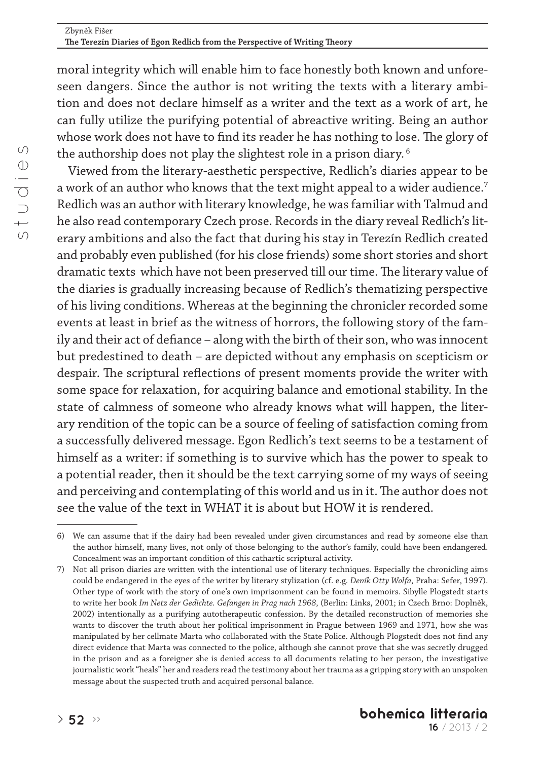moral integrity which will enable him to face honestly both known and unforeseen dangers. Since the author is not writing the texts with a literary ambition and does not declare himself as a writer and the text as a work of art, he can fully utilize the purifying potential of abreactive writing. Being an author whose work does not have to find its reader he has nothing to lose. The glory of the authorship does not play the slightest role in a prison diary. [6]

Viewed from the literary-aesthetic perspective, Redlich's diaries appear to be a work of an author who knows that the text might appeal to a wider audience.[7] Redlich was an author with literary knowledge, he was familiar with Talmud and he also read contemporary Czech prose. Records in the diary reveal Redlich's literary ambitions and also the fact that during his stay in Terezín Redlich created and probably even published (for his close friends) some short stories and short dramatic texts which have not been preserved till our time. The literary value of the diaries is gradually increasing because of Redlich's thematizing perspective of his living conditions. Whereas at the beginning the chronicler recorded some events at least in brief as the witness of horrors, the following story of the family and their act of defiance – along with the birth of their son, who was innocent but predestined to death – are depicted without any emphasis on scepticism or despair. The scriptural reflections of present moments provide the writer with some space for relaxation, for acquiring balance and emotional stability. In the state of calmness of someone who already knows what will happen, the literary rendition of the topic can be a source of feeling of satisfaction coming from a successfully delivered message. Egon Redlich's text seems to be a testament of himself as a writer: if something is to survive which has the power to speak to a potential reader, then it should be the text carrying some of my ways of seeing and perceiving and contemplating of this world and us in it. The author does not see the value of the text in WHAT it is about but HOW it is rendered.

---

6) We can assume that if the dairy had been revealed under given circumstances and read by someone else than the author himself, many lives, not only of those belonging to the author's family, could have been endangered. Concealment was an important condition of this cathartic scriptural activity.

7) Not all prison diaries are written with the intentional use of literary techniques. Especially the chronicling aims could be endangered in the eyes of the writer by literary stylization (cf. e.g. *Deník Otty Wolfa*, Praha: Sefer, 1997). Other type of work with the story of one's own imprisonment can be found in memoirs. Sibylle Plogstedt starts to write her book *Im Netz der Gedichte. Gefangen in Prag nach 1968*, (Berlin: Links, 2001; in Czech Brno: Doplněk, 2002) intentionally as a purifying autotherapeutic confession. By the detailed reconstruction of memories she wants to discover the truth about her political imprisonment in Prague between 1969 and 1971, how she was manipulated by her cellmate Marta who collaborated with the State Police. Although Plogstedt does not find any direct evidence that Marta was connected to the police, although she cannot prove that she was secretly drugged in the prison and as a foreigner she is denied access to all documents relating to her person, the investigative journalistic work "heals" her and readers read the testimony about her trauma as a gripping story with an unspoken message about the suspected truth and acquired personal balance.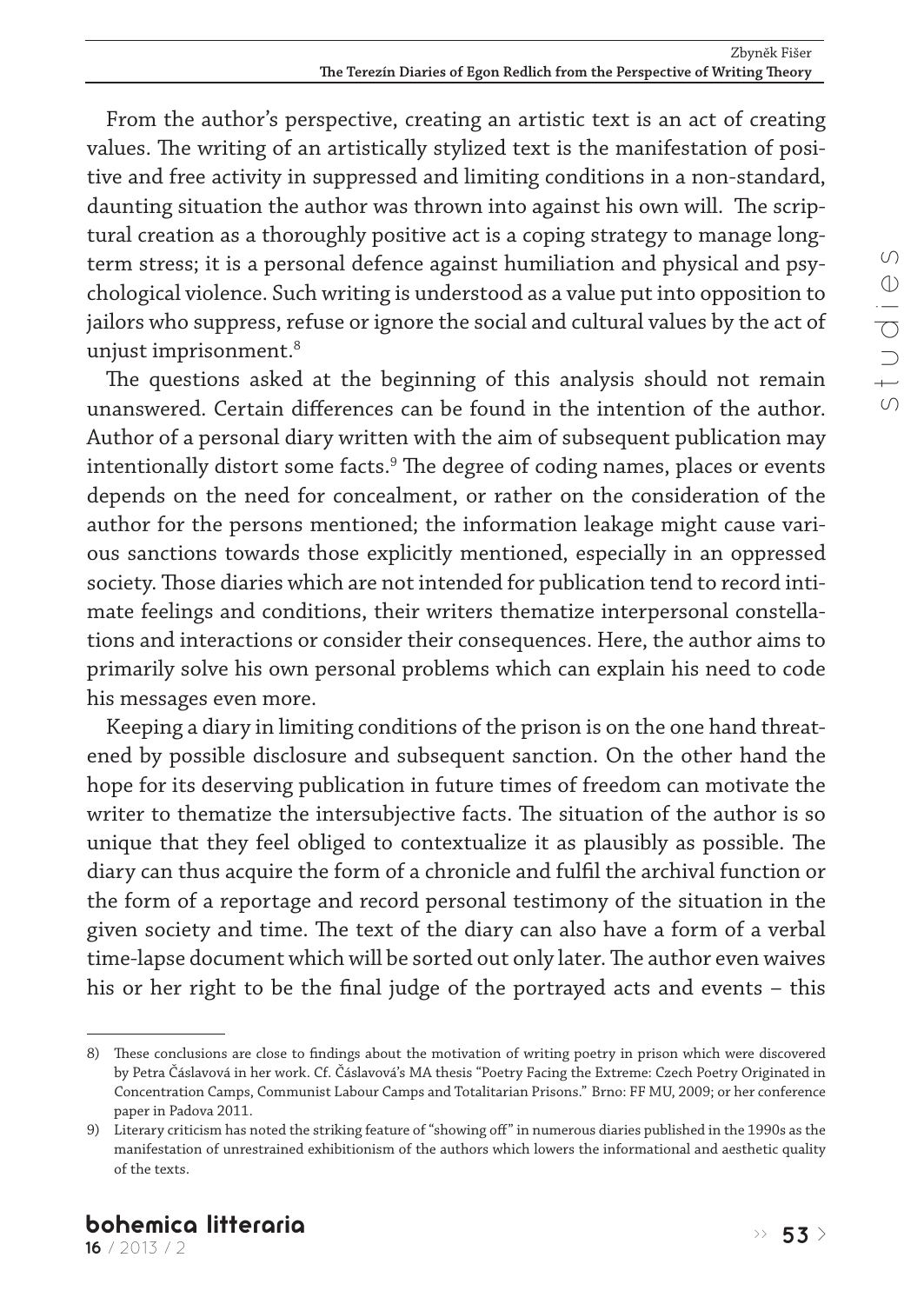From the author's perspective, creating an artistic text is an act of creating values. The writing of an artistically stylized text is the manifestation of positive and free activity in suppressed and limiting conditions in a non-standard, daunting situation the author was thrown into against his own will. The scriptural creation as a thoroughly positive act is a coping strategy to manage long-term stress; it is a personal defence against humiliation and physical and psychological violence. Such writing is understood as a value put into opposition to jailors who suppress, refuse or ignore the social and cultural values by the act of unjust imprisonment.[8]

The questions asked at the beginning of this analysis should not remain unanswered. Certain differences can be found in the intention of the author. Author of a personal diary written with the aim of subsequent publication may intentionally distort some facts.[9] The degree of coding names, places or events depends on the need for concealment, or rather on the consideration of the author for the persons mentioned; the information leakage might cause various sanctions towards those explicitly mentioned, especially in an oppressed society. Those diaries which are not intended for publication tend to record intimate feelings and conditions, their writers thematize interpersonal constellations and interactions or consider their consequences. Here, the author aims to primarily solve his own personal problems which can explain his need to code his messages even more.

Keeping a diary in limiting conditions of the prison is on the one hand threatened by possible disclosure and subsequent sanction. On the other hand the hope for its deserving publication in future times of freedom can motivate the writer to thematize the intersubjective facts. The situation of the author is so unique that they feel obliged to contextualize it as plausibly as possible. The diary can thus acquire the form of a chronicle and fulfil the archival function or the form of a reportage and record personal testimony of the situation in the given society and time. The text of the diary can also have a form of a verbal time-lapse document which will be sorted out only later. The author even waives his or her right to be the final judge of the portrayed acts and events – this

---

8) These conclusions are close to findings about the motivation of writing poetry in prison which were discovered by Petra Čáslavová in her work. Cf. Čáslavová's MA thesis "Poetry Facing the Extreme: Czech Poetry Originated in Concentration Camps, Communist Labour Camps and Totalitarian Prisons." Brno: FF MU, 2009; or her conference paper in Padova 2011.

9) Literary criticism has noted the striking feature of "showing off" in numerous diaries published in the 1990s as the manifestation of unrestrained exhibitionism of the authors which lowers the informational and aesthetic quality of the texts.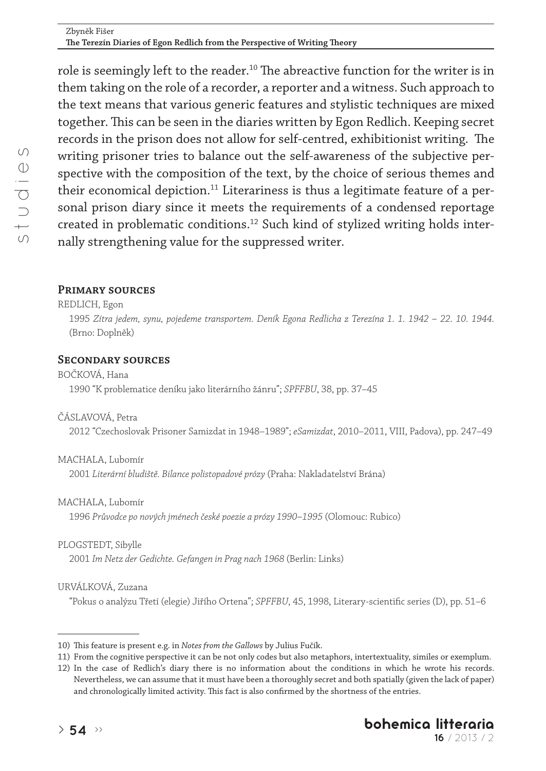role is seemingly left to the reader.[10] The abreactive function for the writer is in them taking on the role of a recorder, a reporter and a witness. Such approach to the text means that various generic features and stylistic techniques are mixed together. This can be seen in the diaries written by Egon Redlich. Keeping secret records in the prison does not allow for self-centred, exhibitionist writing. The writing prisoner tries to balance out the self-awareness of the subjective perspective with the composition of the text, by the choice of serious themes and their economical depiction.[11] Literariness is thus a legitimate feature of a personal prison diary since it meets the requirements of a condensed reportage created in problematic conditions.[12] Such kind of stylized writing holds internally strengthening value for the suppressed writer.

## Primary sources

REDLICH, Egon

1995 *Zítra jedem, synu, pojedeme transportem. Deník Egona Redlicha z Terezína 1. 1. 1942 – 22. 10. 1944.* (Brno: Doplněk)

## Secondary sources

BOČKOVÁ, Hana

1990 "K problematice deníku jako literárního žánru"; *SPFFBU*, 38, pp. 37–45

ČÁSLAVOVÁ, Petra

2012 "Czechoslovak Prisoner Samizdat in 1948–1989"; *eSamizdat*, 2010–2011, VIII, Padova), pp. 247–49

MACHALA, Lubomír

2001 *Literární bludiště. Bilance polistopadové prózy* (Praha: Nakladatelství Brána)

MACHALA, Lubomír

1996 *Průvodce po nových jménech české poezie a prózy 1990–1995* (Olomouc: Rubico)

PLOGSTEDT, Sibylle

2001 *Im Netz der Gedichte. Gefangen in Prag nach 1968* (Berlin: Links)

URVÁLKOVÁ, Zuzana

"Pokus o analýzu Třetí (elegie) Jiřího Ortena"; *SPFFBU*, 45, 1998, Literary-scientific series (D), pp. 51–6

---

10) This feature is present e.g. in *Notes from the Gallows* by Julius Fučík.

11) From the cognitive perspective it can be not only codes but also metaphors, intertextuality, similes or exemplum.

12) In the case of Redlich's diary there is no information about the conditions in which he wrote his records. Nevertheless, we can assume that it must have been a thoroughly secret and both spatially (given the lack of paper) and chronologically limited activity. This fact is also confirmed by the shortness of the entries.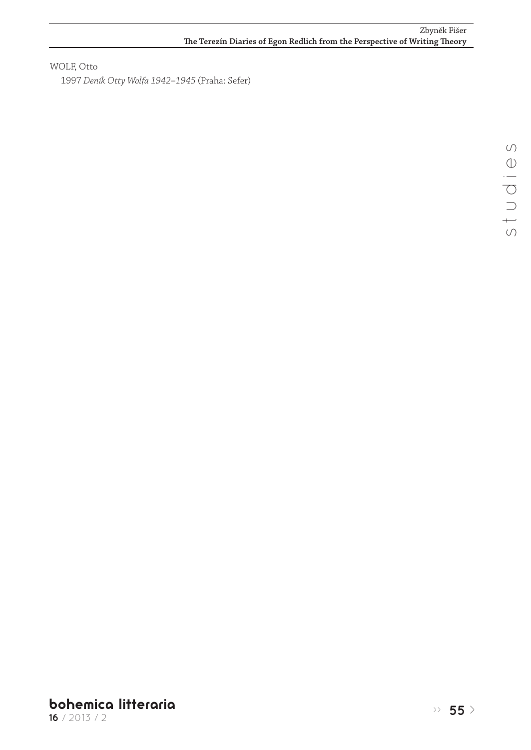WOLF, Otto

1997 *Deník Otty Wolfa 1942–1945* (Praha: Sefer)